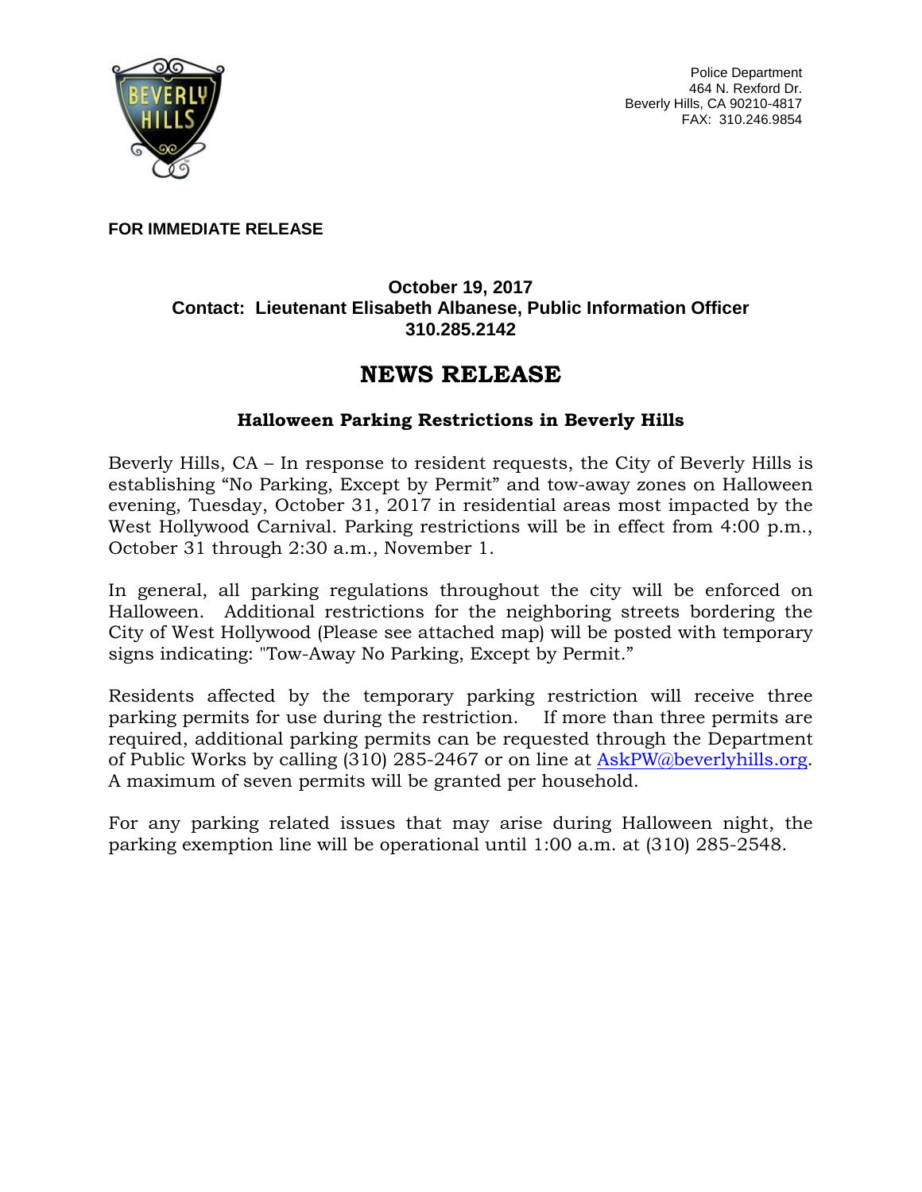Police Department
464 N. Rexford Dr.
Beverly Hills, CA 90210-4817
FAX: 310.246.9854

**FOR IMMEDIATE RELEASE**

**October 19, 2017**
**Contact: Lieutenant Elisabeth Albanese, Public Information Officer**
**310.285.2142**

# NEWS RELEASE

## Halloween Parking Restrictions in Beverly Hills

Beverly Hills, CA – In response to resident requests, the City of Beverly Hills is establishing "No Parking, Except by Permit" and tow-away zones on Halloween evening, Tuesday, October 31, 2017 in residential areas most impacted by the West Hollywood Carnival. Parking restrictions will be in effect from 4:00 p.m., October 31 through 2:30 a.m., November 1.

In general, all parking regulations throughout the city will be enforced on Halloween. Additional restrictions for the neighboring streets bordering the City of West Hollywood (Please see attached map) will be posted with temporary signs indicating: "Tow-Away No Parking, Except by Permit."

Residents affected by the temporary parking restriction will receive three parking permits for use during the restriction. If more than three permits are required, additional parking permits can be requested through the Department of Public Works by calling (310) 285-2467 or on line at AskPW@beverlyhills.org. A maximum of seven permits will be granted per household.

For any parking related issues that may arise during Halloween night, the parking exemption line will be operational until 1:00 a.m. at (310) 285-2548.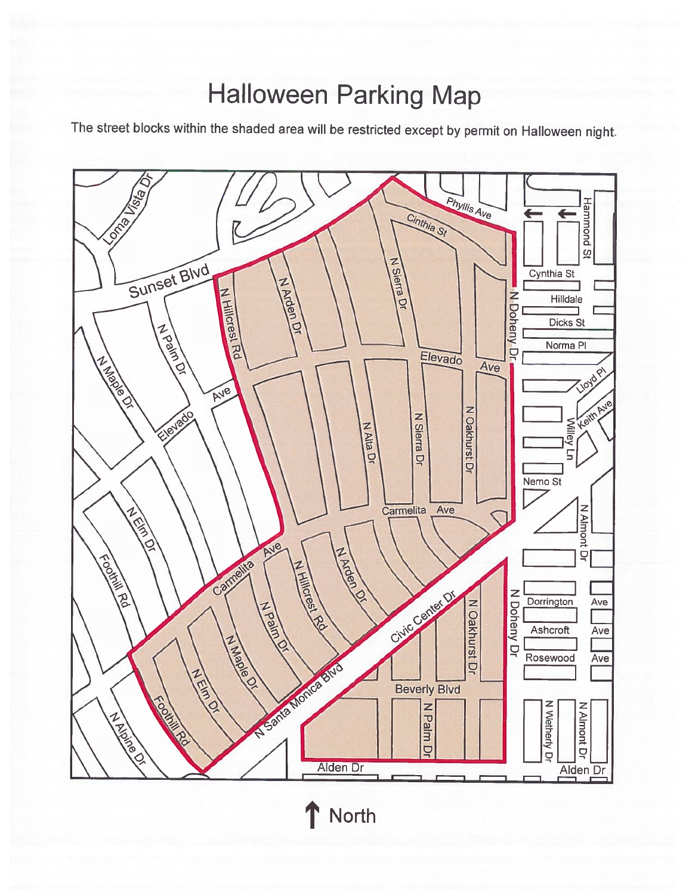# Halloween Parking Map

The street blocks within the shaded area will be restricted except by permit on Halloween night.

Loma Vista Dr
Sunset Blvd
Phyllis Ave
Cinthia St
Hammond St
Cynthia St
Hilldale
Dicks St
Norma Pl
Lloyd Pl
Keith Ave
Willey Ln
Nemo St
N Hillcrest Rd
N Arden Dr
N Sierra Dr
N Doheny Dr
Elevado Ave
N Palm Dr
N Maple Dr
Elevado Ave
N Alta Dr
N Sierra Dr
N Oakhurst Dr
Carmelita Ave
N Elm Dr
Foothill Rd
Carmelita Ave
N Hillcrest Rd
N Arden Dr
N Palm Dr
N Maple Dr
N Elm Dr
Foothill Rd
N Alpine Dr
N Santa Monica Blvd
Civic Center Dr
N Oakhurst Dr
N Doheny Dr
N Almont Dr
Dorrington Ave
Ashcroft Ave
Rosewood Ave
Beverly Blvd
N Palm Dr
N Wetherly Dr
N Almont Dr
Alden Dr
Alden Dr

North